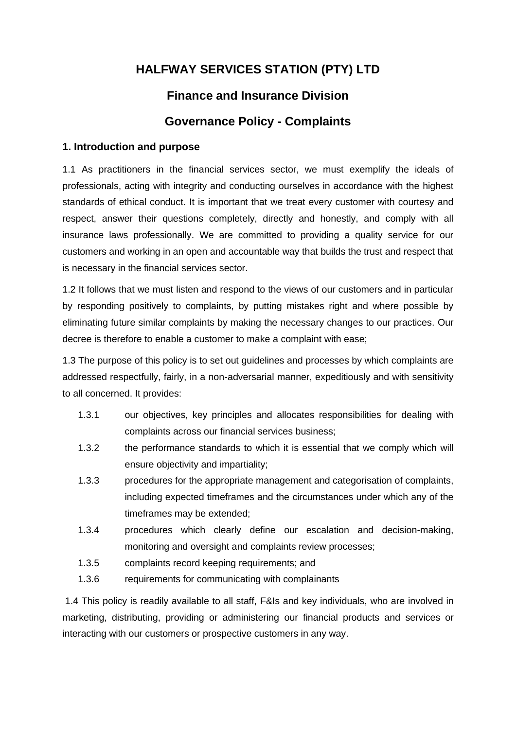# HALFWAY SERVICES STATION (PTY) LTD

## Finance and Insurance Division

## Governance Policy - Complaints

### 1. Introduction and purpose

1.1 As practitioners in the financial services sector, we must exemplify the ideals of professionals, acting with integrity and conducting ourselves in accordance with the highest standards of ethical conduct. It is important that we treat every customer with courtesy and respect, answer their questions completely, directly and honestly, and comply with all insurance laws professionally. We are committed to providing a quality service for our customers and working in an open and accountable way that builds the trust and respect that is necessary in the financial services sector.

1.2 It follows that we must listen and respond to the views of our customers and in particular by responding positively to complaints, by putting mistakes right and where possible by eliminating future similar complaints by making the necessary changes to our practices. Our decree is therefore to enable a customer to make a complaint with ease;

1.3 The purpose of this policy is to set out guidelines and processes by which complaints are addressed respectfully, fairly, in a non-adversarial manner, expeditiously and with sensitivity to all concerned. It provides:

- 1.3.1 our objectives, key principles and allocates responsibilities for dealing with complaints across our financial services business;
- 1.3.2 the performance standards to which it is essential that we comply which will ensure objectivity and impartiality;
- 1.3.3 procedures for the appropriate management and categorisation of complaints, including expected timeframes and the circumstances under which any of the timeframes may be extended;
- 1.3.4 procedures which clearly define our escalation and decision-making, monitoring and oversight and complaints review processes;
- 1.3.5 complaints record keeping requirements; and
- 1.3.6 requirements for communicating with complainants

1.4 This policy is readily available to all staff, F&Is and key individuals, who are involved in marketing, distributing, providing or administering our financial products and services or interacting with our customers or prospective customers in any way.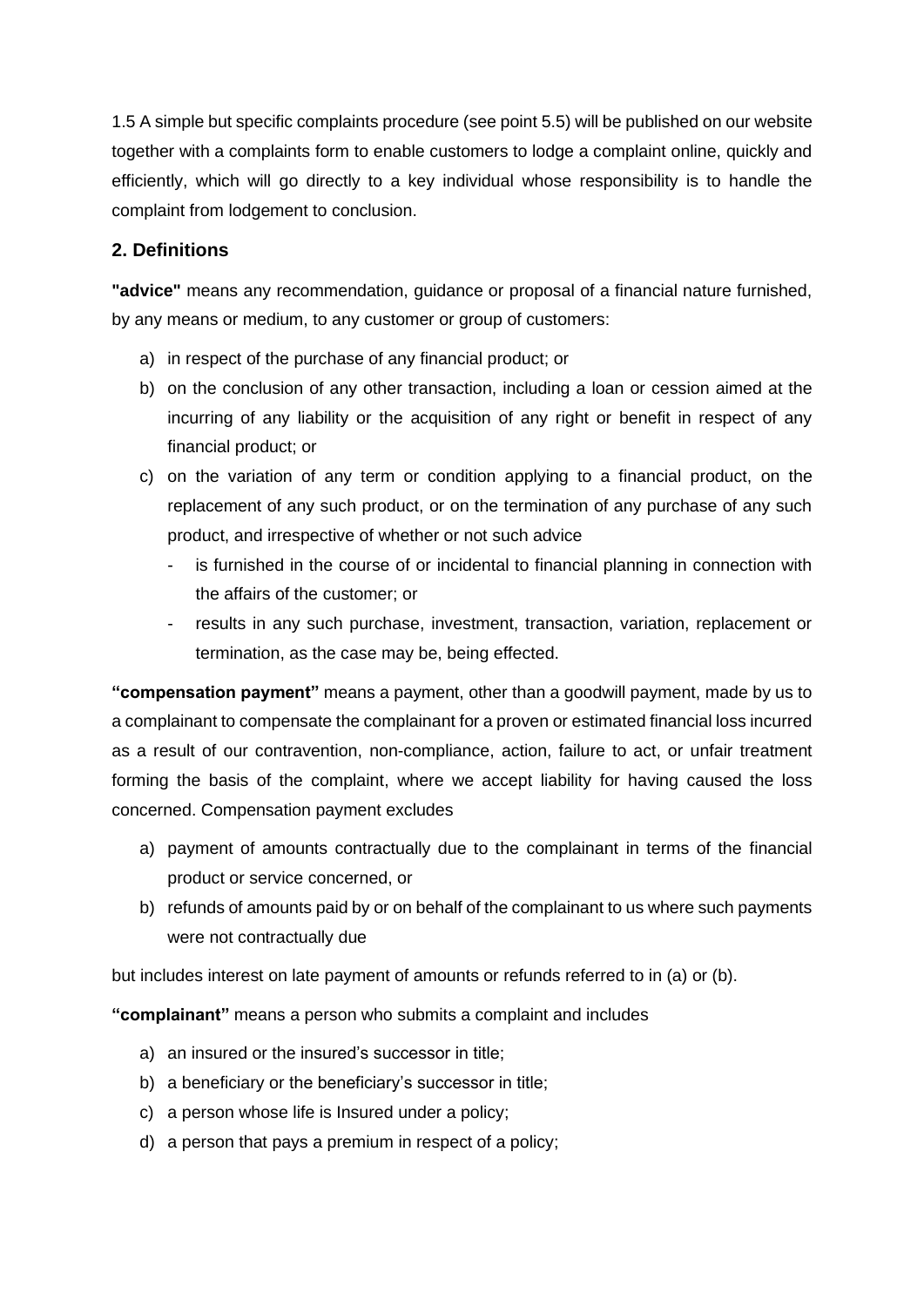1.5 A simple but specific complaints procedure (see point 5.5) will be published on our website together with a complaints form to enable customers to lodge a complaint online, quickly and efficiently, which will go directly to a key individual whose responsibility is to handle the complaint from lodgement to conclusion.

## 2. Definitions

**"advice"** means any recommendation, guidance or proposal of a financial nature furnished, by any means or medium, to any customer or group of customers:

a) in respect of the purchase of any financial product; or
b) on the conclusion of any other transaction, including a loan or cession aimed at the incurring of any liability or the acquisition of any right or benefit in respect of any financial product; or
c) on the variation of any term or condition applying to a financial product, on the replacement of any such product, or on the termination of any purchase of any such product, and irrespective of whether or not such advice
   - is furnished in the course of or incidental to financial planning in connection with the affairs of the customer; or
   - results in any such purchase, investment, transaction, variation, replacement or termination, as the case may be, being effected.

**"compensation payment"** means a payment, other than a goodwill payment, made by us to a complainant to compensate the complainant for a proven or estimated financial loss incurred as a result of our contravention, non-compliance, action, failure to act, or unfair treatment forming the basis of the complaint, where we accept liability for having caused the loss concerned. Compensation payment excludes

a) payment of amounts contractually due to the complainant in terms of the financial product or service concerned, or
b) refunds of amounts paid by or on behalf of the complainant to us where such payments were not contractually due

but includes interest on late payment of amounts or refunds referred to in (a) or (b).

**"complainant"** means a person who submits a complaint and includes

a) an insured or the insured's successor in title;
b) a beneficiary or the beneficiary's successor in title;
c) a person whose life is Insured under a policy;
d) a person that pays a premium in respect of a policy;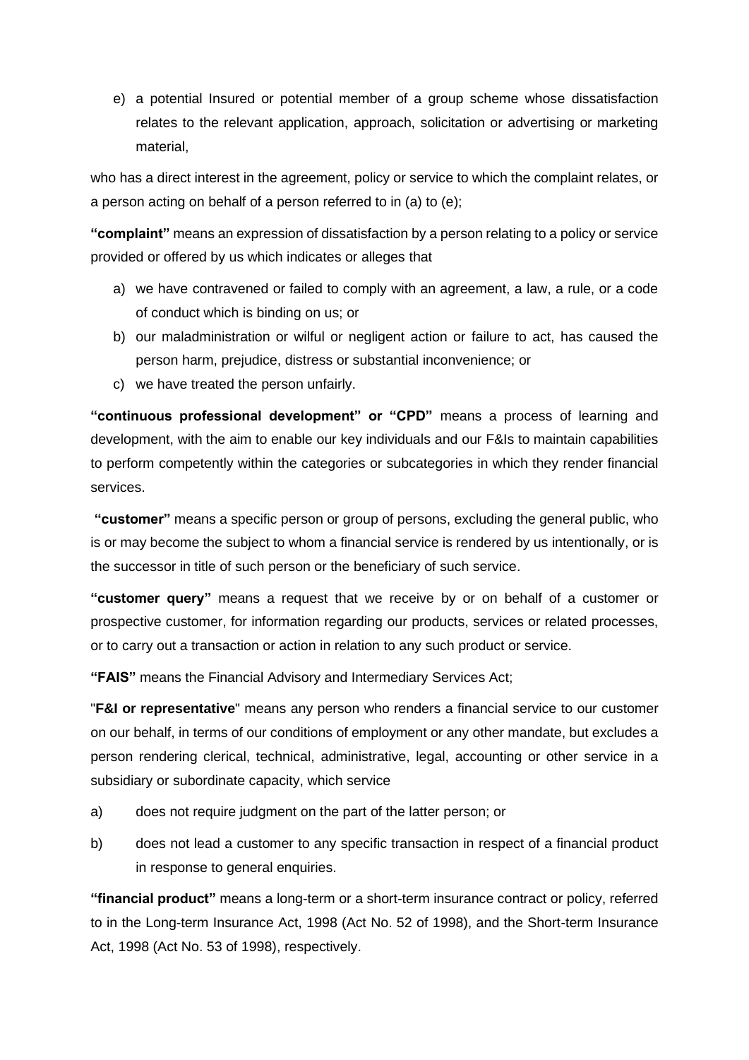e) a potential Insured or potential member of a group scheme whose dissatisfaction relates to the relevant application, approach, solicitation or advertising or marketing material,

who has a direct interest in the agreement, policy or service to which the complaint relates, or a person acting on behalf of a person referred to in (a) to (e);

**"complaint"** means an expression of dissatisfaction by a person relating to a policy or service provided or offered by us which indicates or alleges that

a) we have contravened or failed to comply with an agreement, a law, a rule, or a code of conduct which is binding on us; or
b) our maladministration or wilful or negligent action or failure to act, has caused the person harm, prejudice, distress or substantial inconvenience; or
c) we have treated the person unfairly.

**"continuous professional development" or "CPD"** means a process of learning and development, with the aim to enable our key individuals and our F&Is to maintain capabilities to perform competently within the categories or subcategories in which they render financial services.

**"customer"** means a specific person or group of persons, excluding the general public, who is or may become the subject to whom a financial service is rendered by us intentionally, or is the successor in title of such person or the beneficiary of such service.

**"customer query"** means a request that we receive by or on behalf of a customer or prospective customer, for information regarding our products, services or related processes, or to carry out a transaction or action in relation to any such product or service.

**"FAIS"** means the Financial Advisory and Intermediary Services Act;

"**F&I or representative**" means any person who renders a financial service to our customer on our behalf, in terms of our conditions of employment or any other mandate, but excludes a person rendering clerical, technical, administrative, legal, accounting or other service in a subsidiary or subordinate capacity, which service

a) does not require judgment on the part of the latter person; or

b) does not lead a customer to any specific transaction in respect of a financial product in response to general enquiries.

**"financial product"** means a long-term or a short-term insurance contract or policy, referred to in the Long-term Insurance Act, 1998 (Act No. 52 of 1998), and the Short-term Insurance Act, 1998 (Act No. 53 of 1998), respectively.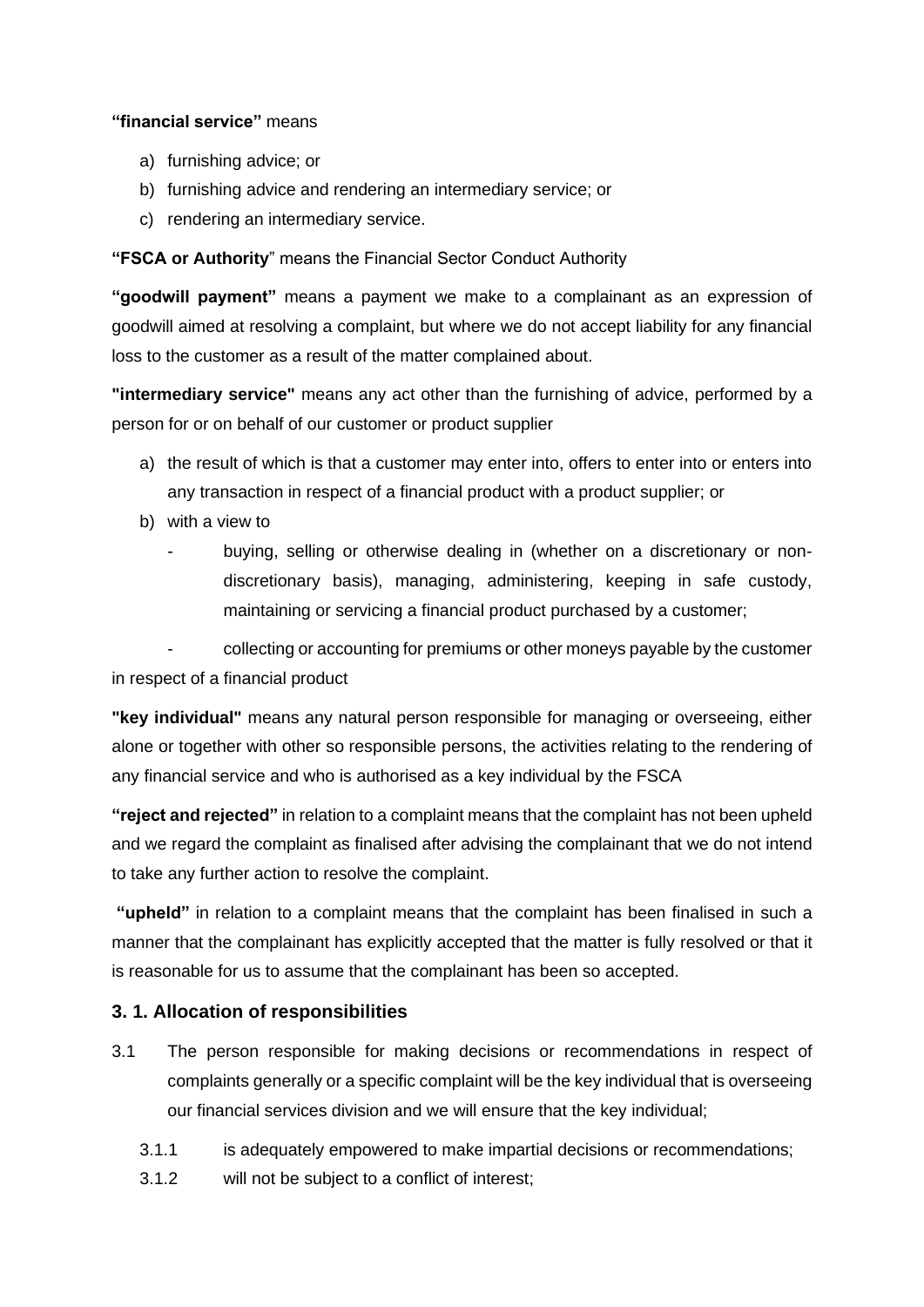**"financial service"** means

a) furnishing advice; or
b) furnishing advice and rendering an intermediary service; or
c) rendering an intermediary service.

**"FSCA or Authority**" means the Financial Sector Conduct Authority

**"goodwill payment"** means a payment we make to a complainant as an expression of goodwill aimed at resolving a complaint, but where we do not accept liability for any financial loss to the customer as a result of the matter complained about.

**"intermediary service"** means any act other than the furnishing of advice, performed by a person for or on behalf of our customer or product supplier

a) the result of which is that a customer may enter into, offers to enter into or enters into any transaction in respect of a financial product with a product supplier; or
b) with a view to
   - buying, selling or otherwise dealing in (whether on a discretionary or non-discretionary basis), managing, administering, keeping in safe custody, maintaining or servicing a financial product purchased by a customer;
   - collecting or accounting for premiums or other moneys payable by the customer in respect of a financial product

**"key individual"** means any natural person responsible for managing or overseeing, either alone or together with other so responsible persons, the activities relating to the rendering of any financial service and who is authorised as a key individual by the FSCA

**"reject and rejected"** in relation to a complaint means that the complaint has not been upheld and we regard the complaint as finalised after advising the complainant that we do not intend to take any further action to resolve the complaint.

**"upheld"** in relation to a complaint means that the complaint has been finalised in such a manner that the complainant has explicitly accepted that the matter is fully resolved or that it is reasonable for us to assume that the complainant has been so accepted.

### 3. 1. Allocation of responsibilities

3.1 The person responsible for making decisions or recommendations in respect of complaints generally or a specific complaint will be the key individual that is overseeing our financial services division and we will ensure that the key individual;

3.1.1 is adequately empowered to make impartial decisions or recommendations;

3.1.2 will not be subject to a conflict of interest;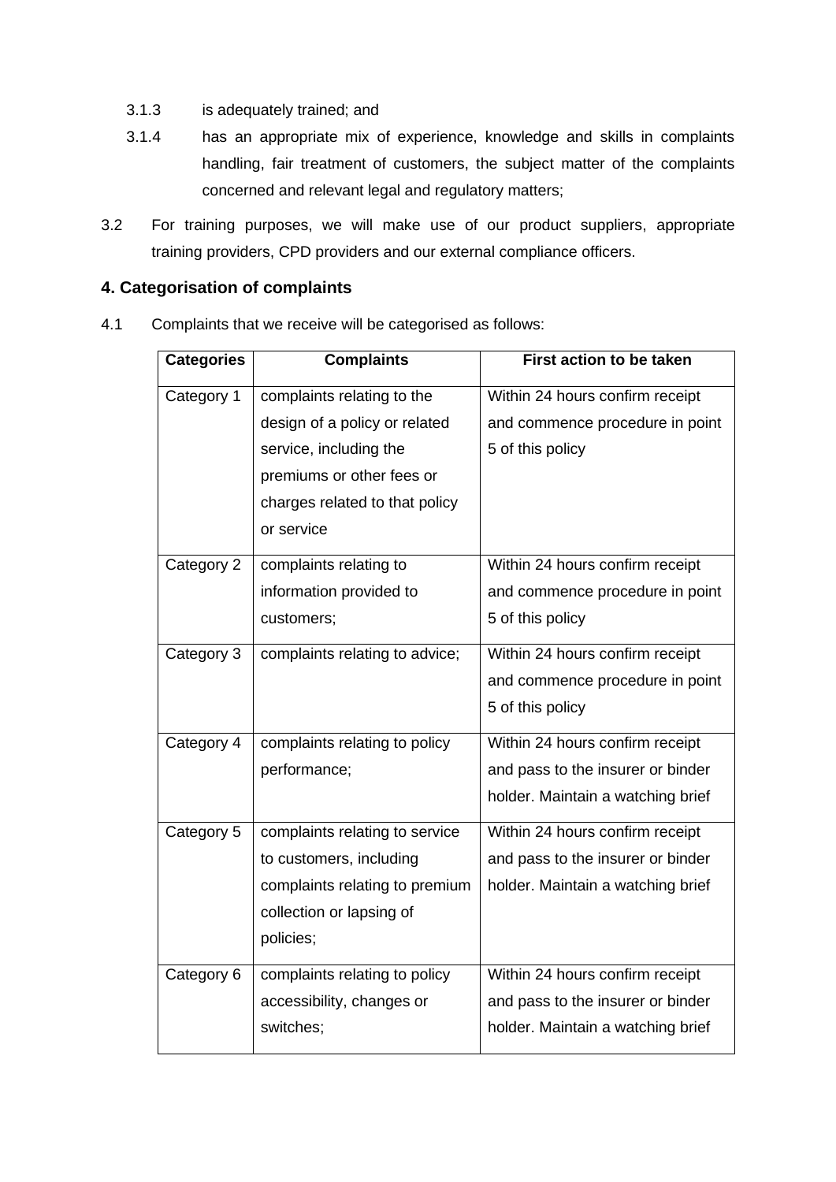3.1.3 is adequately trained; and

3.1.4 has an appropriate mix of experience, knowledge and skills in complaints handling, fair treatment of customers, the subject matter of the complaints concerned and relevant legal and regulatory matters;

3.2 For training purposes, we will make use of our product suppliers, appropriate training providers, CPD providers and our external compliance officers.

## 4. Categorisation of complaints

4.1 Complaints that we receive will be categorised as follows:

| Categories | Complaints | First action to be taken |
| --- | --- | --- |
| Category 1 | complaints relating to the design of a policy or related service, including the premiums or other fees or charges related to that policy or service | Within 24 hours confirm receipt and commence procedure in point 5 of this policy |
| Category 2 | complaints relating to information provided to customers; | Within 24 hours confirm receipt and commence procedure in point 5 of this policy |
| Category 3 | complaints relating to advice; | Within 24 hours confirm receipt and commence procedure in point 5 of this policy |
| Category 4 | complaints relating to policy performance; | Within 24 hours confirm receipt and pass to the insurer or binder holder. Maintain a watching brief |
| Category 5 | complaints relating to service to customers, including complaints relating to premium collection or lapsing of policies; | Within 24 hours confirm receipt and pass to the insurer or binder holder. Maintain a watching brief |
| Category 6 | complaints relating to policy accessibility, changes or switches; | Within 24 hours confirm receipt and pass to the insurer or binder holder. Maintain a watching brief |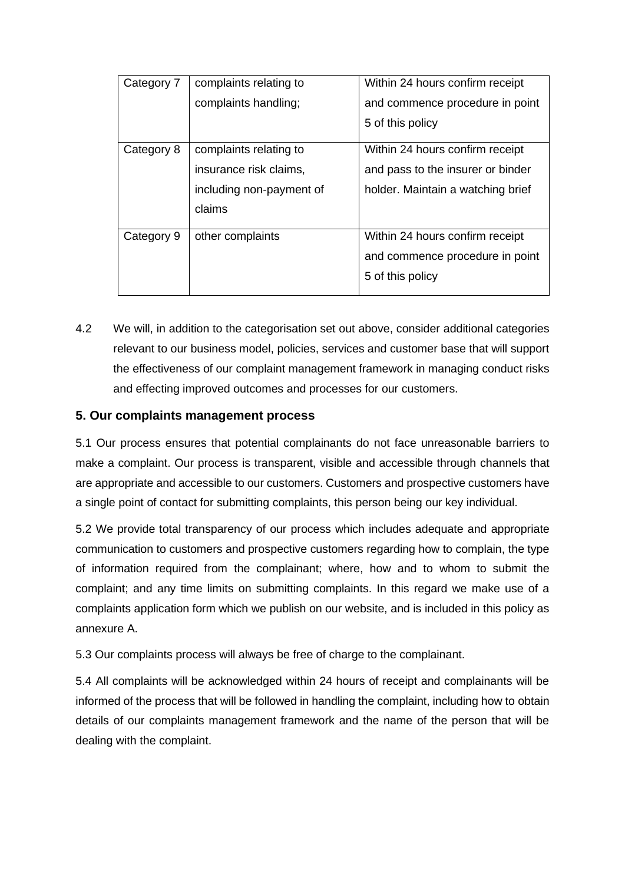| | | |
|---|---|---|
| Category 7 | complaints relating to complaints handling; | Within 24 hours confirm receipt and commence procedure in point 5 of this policy |
| Category 8 | complaints relating to insurance risk claims, including non-payment of claims | Within 24 hours confirm receipt and pass to the insurer or binder holder. Maintain a watching brief |
| Category 9 | other complaints | Within 24 hours confirm receipt and commence procedure in point 5 of this policy |

4.2 We will, in addition to the categorisation set out above, consider additional categories relevant to our business model, policies, services and customer base that will support the effectiveness of our complaint management framework in managing conduct risks and effecting improved outcomes and processes for our customers.

## 5. Our complaints management process

5.1 Our process ensures that potential complainants do not face unreasonable barriers to make a complaint. Our process is transparent, visible and accessible through channels that are appropriate and accessible to our customers. Customers and prospective customers have a single point of contact for submitting complaints, this person being our key individual.

5.2 We provide total transparency of our process which includes adequate and appropriate communication to customers and prospective customers regarding how to complain, the type of information required from the complainant; where, how and to whom to submit the complaint; and any time limits on submitting complaints. In this regard we make use of a complaints application form which we publish on our website, and is included in this policy as annexure A.

5.3 Our complaints process will always be free of charge to the complainant.

5.4 All complaints will be acknowledged within 24 hours of receipt and complainants will be informed of the process that will be followed in handling the complaint, including how to obtain details of our complaints management framework and the name of the person that will be dealing with the complaint.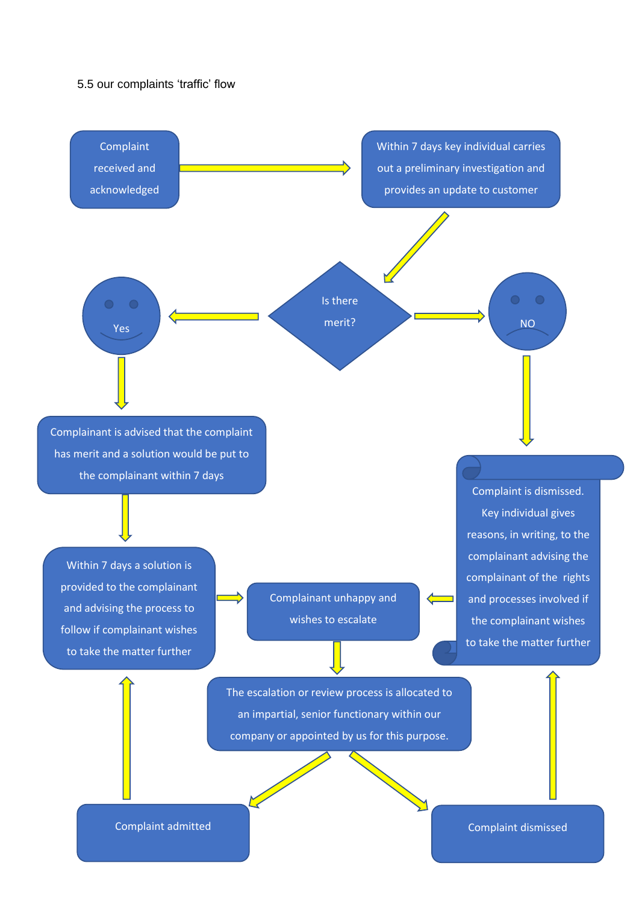5.5 our complaints 'traffic' flow

Complaint received and acknowledged

Within 7 days key individual carries out a preliminary investigation and provides an update to customer

Is there merit?

Yes

NO

Complainant is advised that the complaint has merit and a solution would be put to the complainant within 7 days

Complaint is dismissed. Key individual gives reasons, in writing, to the complainant advising the complainant of the rights and processes involved if the complainant wishes to take the matter further

Within 7 days a solution is provided to the complainant and advising the process to follow if complainant wishes to take the matter further

Complainant unhappy and wishes to escalate

The escalation or review process is allocated to an impartial, senior functionary within our company or appointed by us for this purpose.

Complaint admitted

Complaint dismissed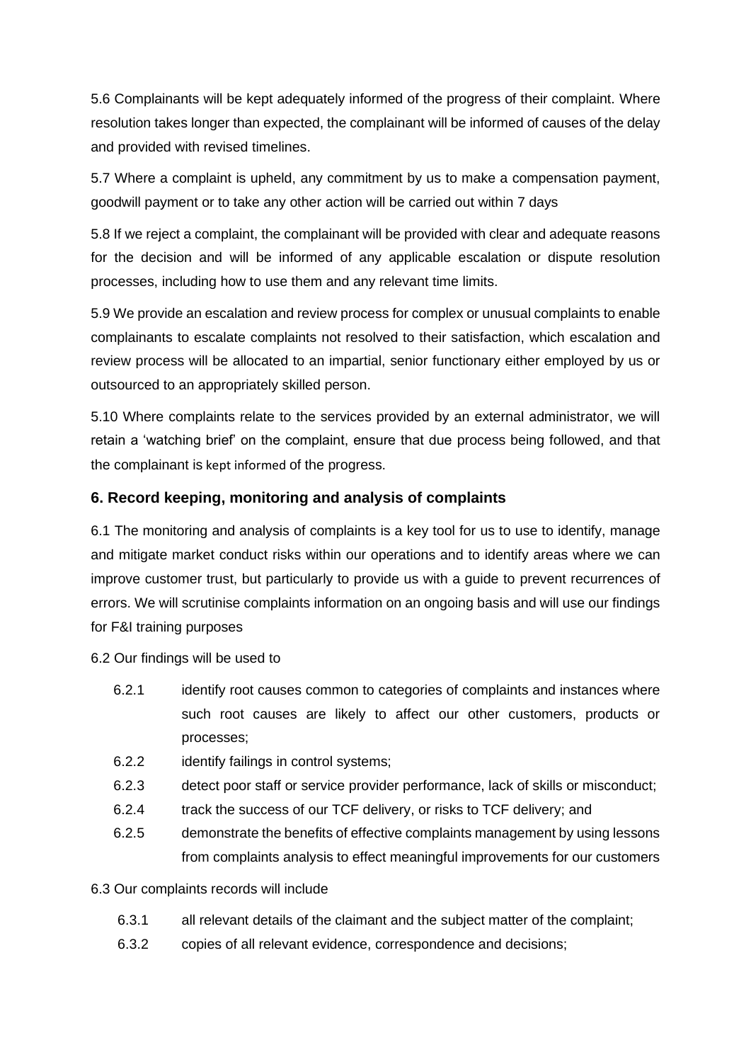5.6 Complainants will be kept adequately informed of the progress of their complaint. Where resolution takes longer than expected, the complainant will be informed of causes of the delay and provided with revised timelines.

5.7 Where a complaint is upheld, any commitment by us to make a compensation payment, goodwill payment or to take any other action will be carried out within 7 days

5.8 If we reject a complaint, the complainant will be provided with clear and adequate reasons for the decision and will be informed of any applicable escalation or dispute resolution processes, including how to use them and any relevant time limits.

5.9 We provide an escalation and review process for complex or unusual complaints to enable complainants to escalate complaints not resolved to their satisfaction, which escalation and review process will be allocated to an impartial, senior functionary either employed by us or outsourced to an appropriately skilled person.

5.10 Where complaints relate to the services provided by an external administrator, we will retain a 'watching brief' on the complaint, ensure that due process being followed, and that the complainant is kept informed of the progress.

## 6. Record keeping, monitoring and analysis of complaints

6.1 The monitoring and analysis of complaints is a key tool for us to use to identify, manage and mitigate market conduct risks within our operations and to identify areas where we can improve customer trust, but particularly to provide us with a guide to prevent recurrences of errors. We will scrutinise complaints information on an ongoing basis and will use our findings for F&I training purposes

6.2 Our findings will be used to

- 6.2.1 identify root causes common to categories of complaints and instances where such root causes are likely to affect our other customers, products or processes;
- 6.2.2 identify failings in control systems;
- 6.2.3 detect poor staff or service provider performance, lack of skills or misconduct;
- 6.2.4 track the success of our TCF delivery, or risks to TCF delivery; and
- 6.2.5 demonstrate the benefits of effective complaints management by using lessons from complaints analysis to effect meaningful improvements for our customers

6.3 Our complaints records will include

- 6.3.1 all relevant details of the claimant and the subject matter of the complaint;
- 6.3.2 copies of all relevant evidence, correspondence and decisions;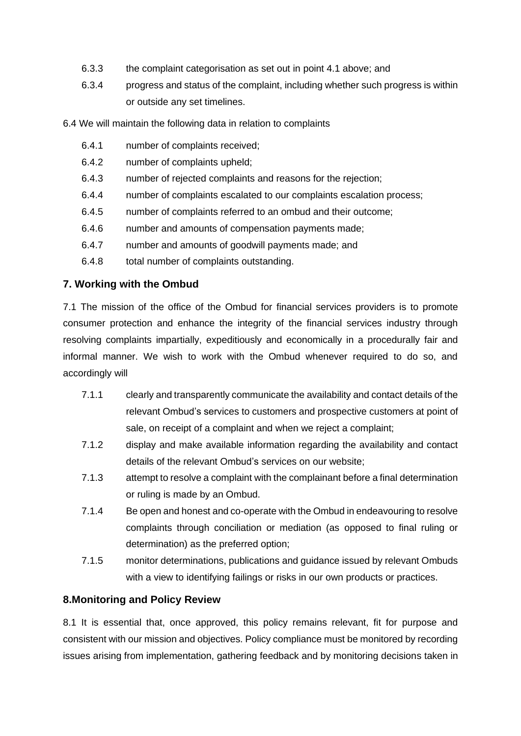6.3.3 the complaint categorisation as set out in point 4.1 above; and

6.3.4 progress and status of the complaint, including whether such progress is within or outside any set timelines.

6.4 We will maintain the following data in relation to complaints

6.4.1 number of complaints received;

6.4.2 number of complaints upheld;

6.4.3 number of rejected complaints and reasons for the rejection;

6.4.4 number of complaints escalated to our complaints escalation process;

6.4.5 number of complaints referred to an ombud and their outcome;

6.4.6 number and amounts of compensation payments made;

6.4.7 number and amounts of goodwill payments made; and

6.4.8 total number of complaints outstanding.

## 7. Working with the Ombud

7.1 The mission of the office of the Ombud for financial services providers is to promote consumer protection and enhance the integrity of the financial services industry through resolving complaints impartially, expeditiously and economically in a procedurally fair and informal manner. We wish to work with the Ombud whenever required to do so, and accordingly will

7.1.1 clearly and transparently communicate the availability and contact details of the relevant Ombud's services to customers and prospective customers at point of sale, on receipt of a complaint and when we reject a complaint;

7.1.2 display and make available information regarding the availability and contact details of the relevant Ombud's services on our website;

7.1.3 attempt to resolve a complaint with the complainant before a final determination or ruling is made by an Ombud.

7.1.4 Be open and honest and co-operate with the Ombud in endeavouring to resolve complaints through conciliation or mediation (as opposed to final ruling or determination) as the preferred option;

7.1.5 monitor determinations, publications and guidance issued by relevant Ombuds with a view to identifying failings or risks in our own products or practices.

## 8.Monitoring and Policy Review

8.1 It is essential that, once approved, this policy remains relevant, fit for purpose and consistent with our mission and objectives. Policy compliance must be monitored by recording issues arising from implementation, gathering feedback and by monitoring decisions taken in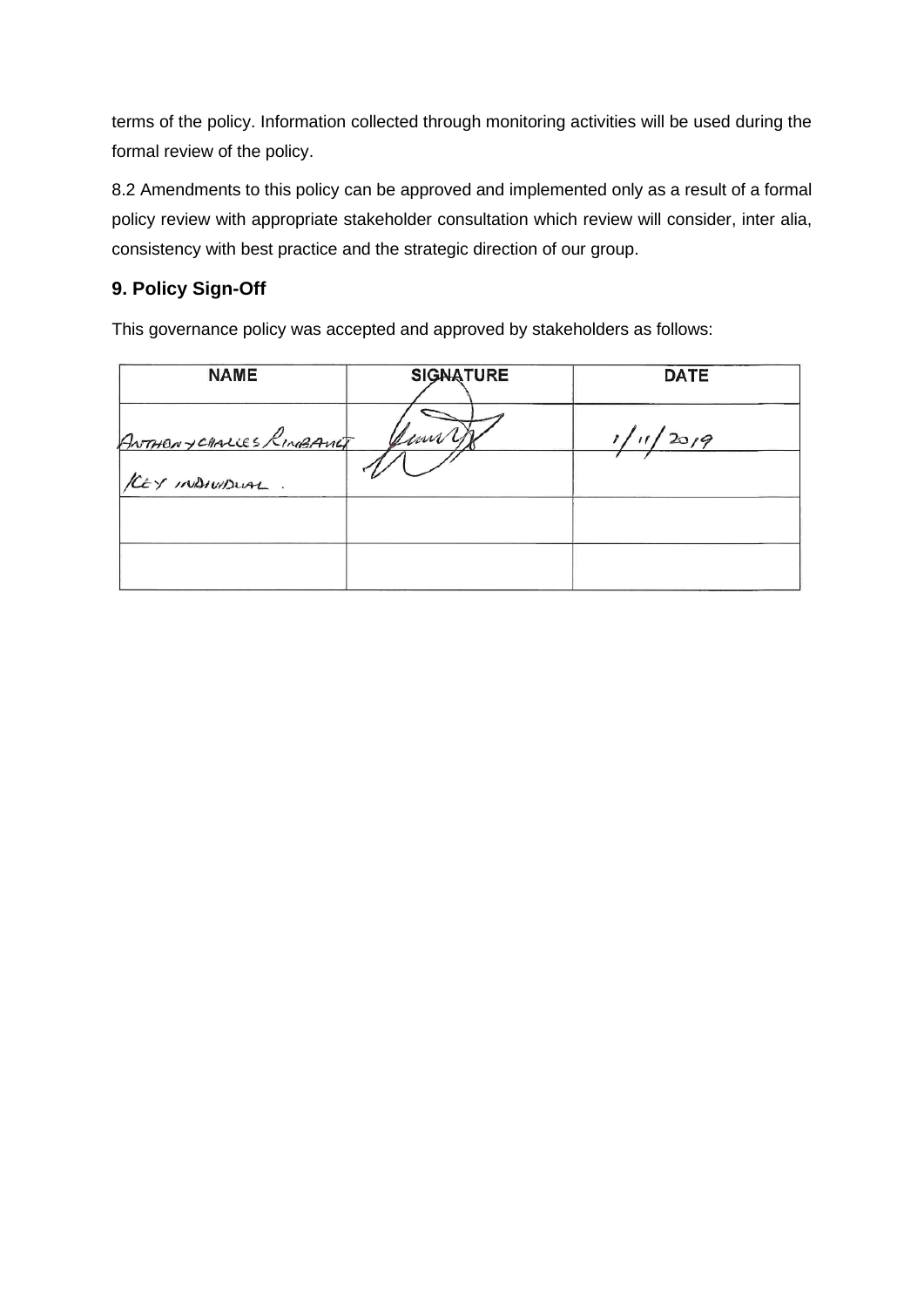terms of the policy. Information collected through monitoring activities will be used during the formal review of the policy.

8.2 Amendments to this policy can be approved and implemented only as a result of a formal policy review with appropriate stakeholder consultation which review will consider, inter alia, consistency with best practice and the strategic direction of our group.

## 9. Policy Sign-Off

This governance policy was accepted and approved by stakeholders as follows:

| NAME | SIGNATURE | DATE |
| --- | --- | --- |
| ANTHONY CHARLES RINGBAUER | | 1/11/2019 |
| KEY INDIVIDUAL . | | |
| | | |
| | | |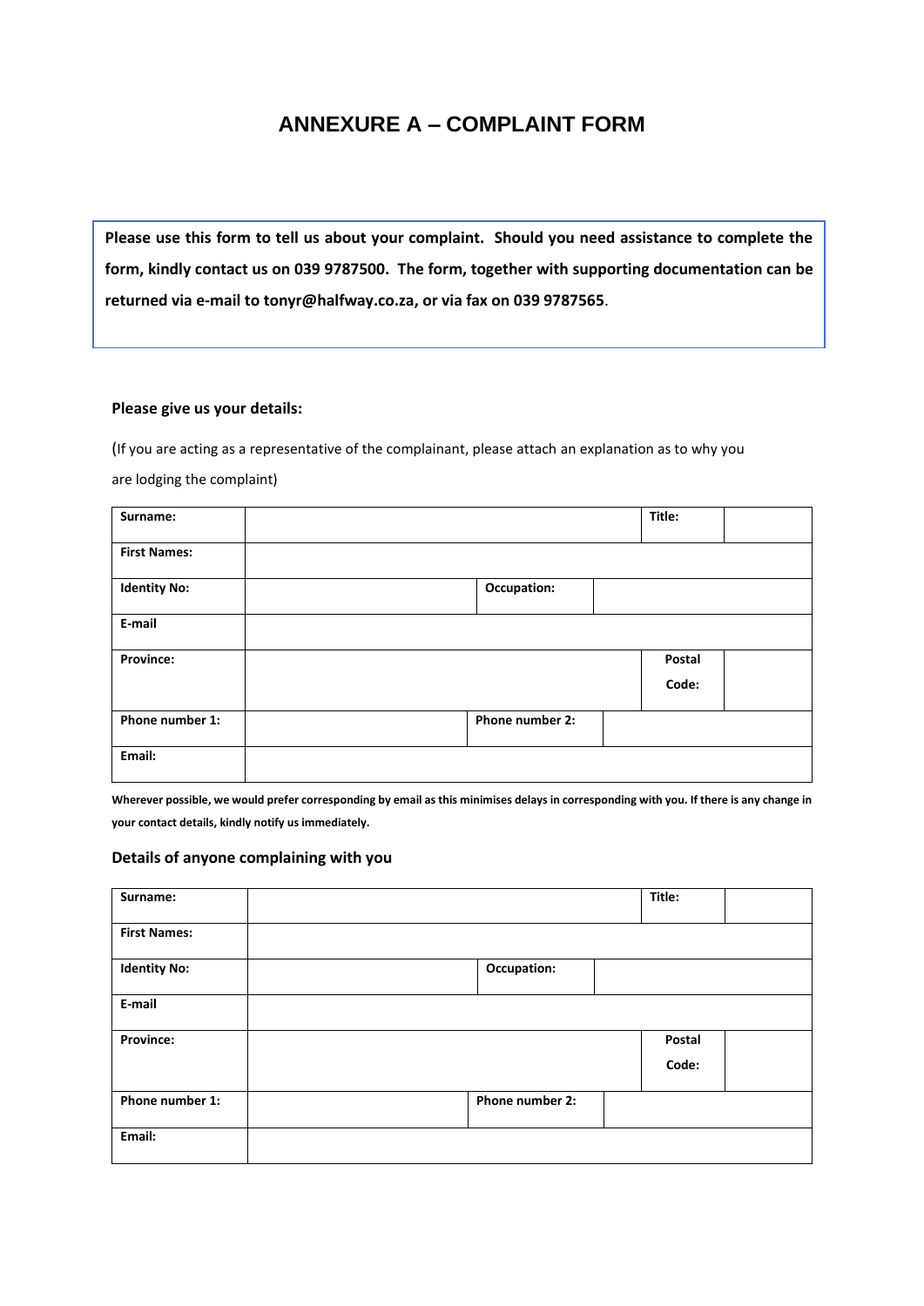# ANNEXURE A – COMPLAINT FORM

**Please use this form to tell us about your complaint. Should you need assistance to complete the form, kindly contact us on 039 9787500. The form, together with supporting documentation can be returned via e-mail to tonyr@halfway.co.za, or via fax on 039 9787565**.

**Please give us your details:**

(If you are acting as a representative of the complainant, please attach an explanation as to why you are lodging the complaint)

| **Surname:** | | | | **Title:** | |
|---|---|---|---|---|---|
| **First Names:** | | | | | |
| **Identity No:** | | **Occupation:** | | | |
| **E-mail** | | | | | |
| **Province:** | | | | **Postal Code:** | |
| **Phone number 1:** | | **Phone number 2:** | | | |
| **Email:** | | | | | |

**Wherever possible, we would prefer corresponding by email as this minimises delays in corresponding with you. If there is any change in your contact details, kindly notify us immediately.**

### Details of anyone complaining with you

| **Surname:** | | | | **Title:** | |
|---|---|---|---|---|---|
| **First Names:** | | | | | |
| **Identity No:** | | **Occupation:** | | | |
| **E-mail** | | | | | |
| **Province:** | | | | **Postal Code:** | |
| **Phone number 1:** | | **Phone number 2:** | | | |
| **Email:** | | | | | |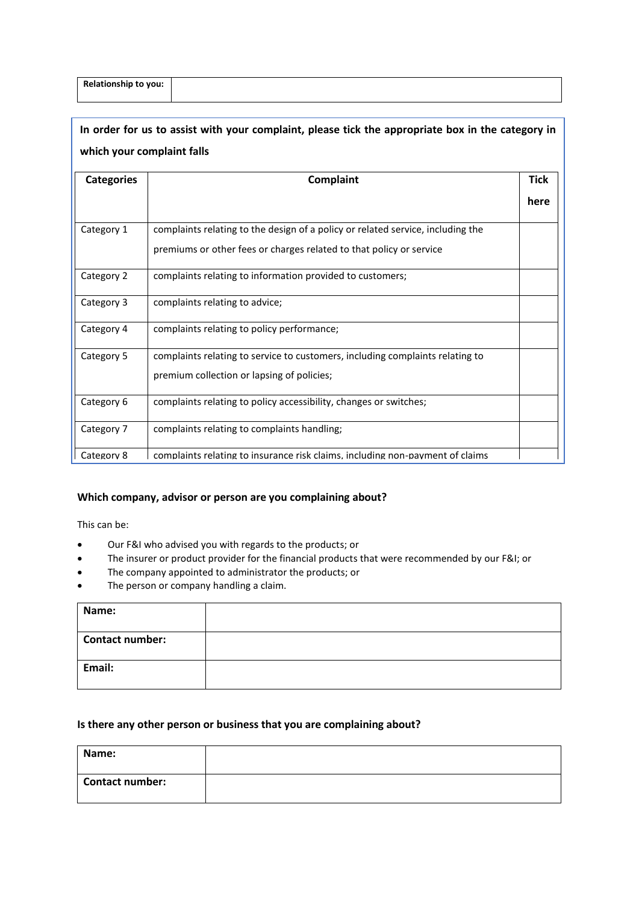| Relationship to you: | |
|---|---|

**In order for us to assist with your complaint, please tick the appropriate box in the category in which your complaint falls**

| Categories | Complaint | Tick here |
|---|---|---|
| Category 1 | complaints relating to the design of a policy or related service, including the premiums or other fees or charges related to that policy or service | |
| Category 2 | complaints relating to information provided to customers; | |
| Category 3 | complaints relating to advice; | |
| Category 4 | complaints relating to policy performance; | |
| Category 5 | complaints relating to service to customers, including complaints relating to premium collection or lapsing of policies; | |
| Category 6 | complaints relating to policy accessibility, changes or switches; | |
| Category 7 | complaints relating to complaints handling; | |
| Category 8 | complaints relating to insurance risk claims, including non-payment of claims | |

**Which company, advisor or person are you complaining about?**

This can be:

- Our F&I who advised you with regards to the products; or
- The insurer or product provider for the financial products that were recommended by our F&I; or
- The company appointed to administrator the products; or
- The person or company handling a claim.

| Name: | |
|---|---|
| Contact number: | |
| Email: | |

**Is there any other person or business that you are complaining about?**

| Name: | |
|---|---|
| Contact number: | |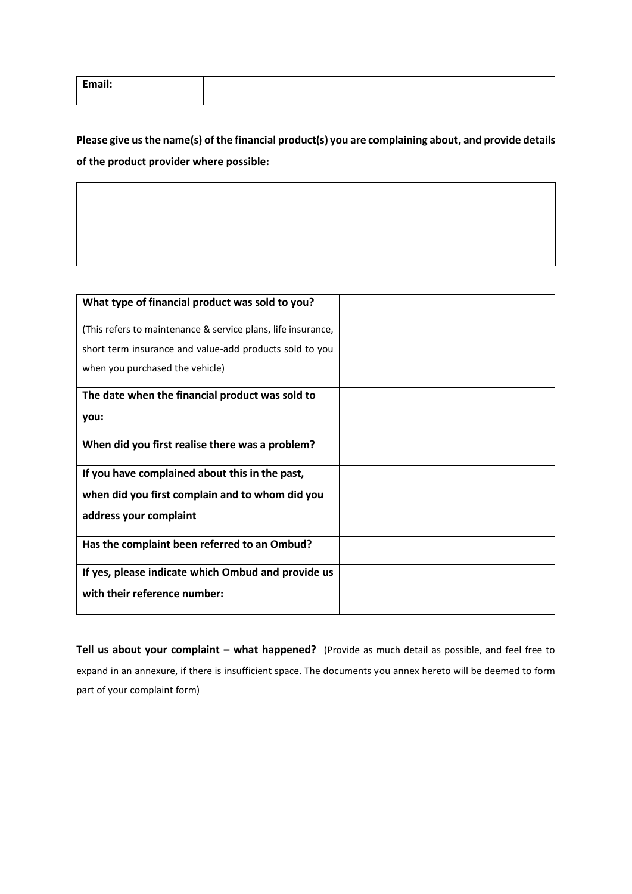| Email: | |
|---|---|

**Please give us the name(s) of the financial product(s) you are complaining about, and provide details of the product provider where possible:**

| |
|---|
| |

| | |
|---|---|
| **What type of financial product was sold to you?**<br><br>(This refers to maintenance & service plans, life insurance, short term insurance and value-add products sold to you when you purchased the vehicle) | |
| **The date when the financial product was sold to you:** | |
| **When did you first realise there was a problem?** | |
| **If you have complained about this in the past, when did you first complain and to whom did you address your complaint** | |
| **Has the complaint been referred to an Ombud?** | |
| **If yes, please indicate which Ombud and provide us with their reference number:** | |

**Tell us about your complaint – what happened?** (Provide as much detail as possible, and feel free to expand in an annexure, if there is insufficient space. The documents you annex hereto will be deemed to form part of your complaint form)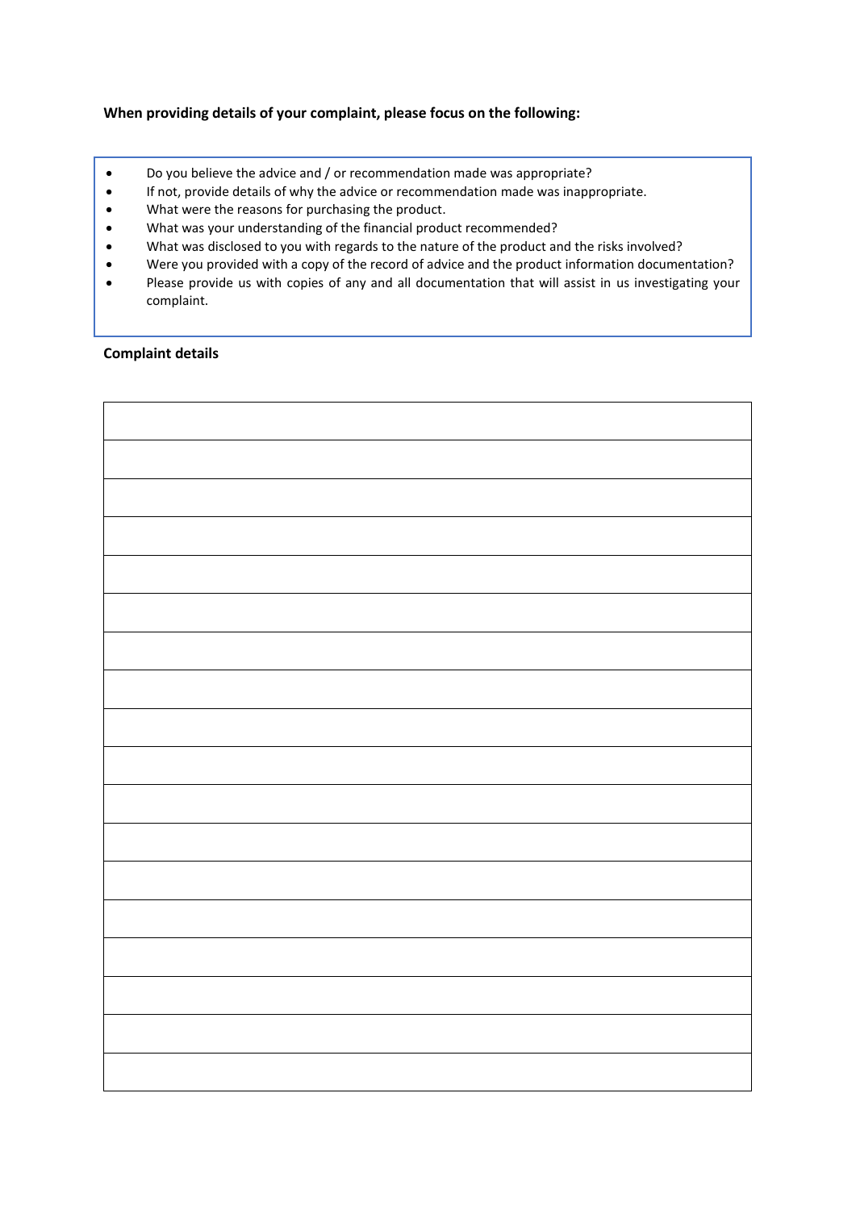**When providing details of your complaint, please focus on the following:**

- Do you believe the advice and / or recommendation made was appropriate?
- If not, provide details of why the advice or recommendation made was inappropriate.
- What were the reasons for purchasing the product.
- What was your understanding of the financial product recommended?
- What was disclosed to you with regards to the nature of the product and the risks involved?
- Were you provided with a copy of the record of advice and the product information documentation?
- Please provide us with copies of any and all documentation that will assist in us investigating your complaint.

**Complaint details**

| |
|---|
| |
| |
| |
| |
| |
| |
| |
| |
| |
| |
| |
| |
| |
| |
| |
| |
| |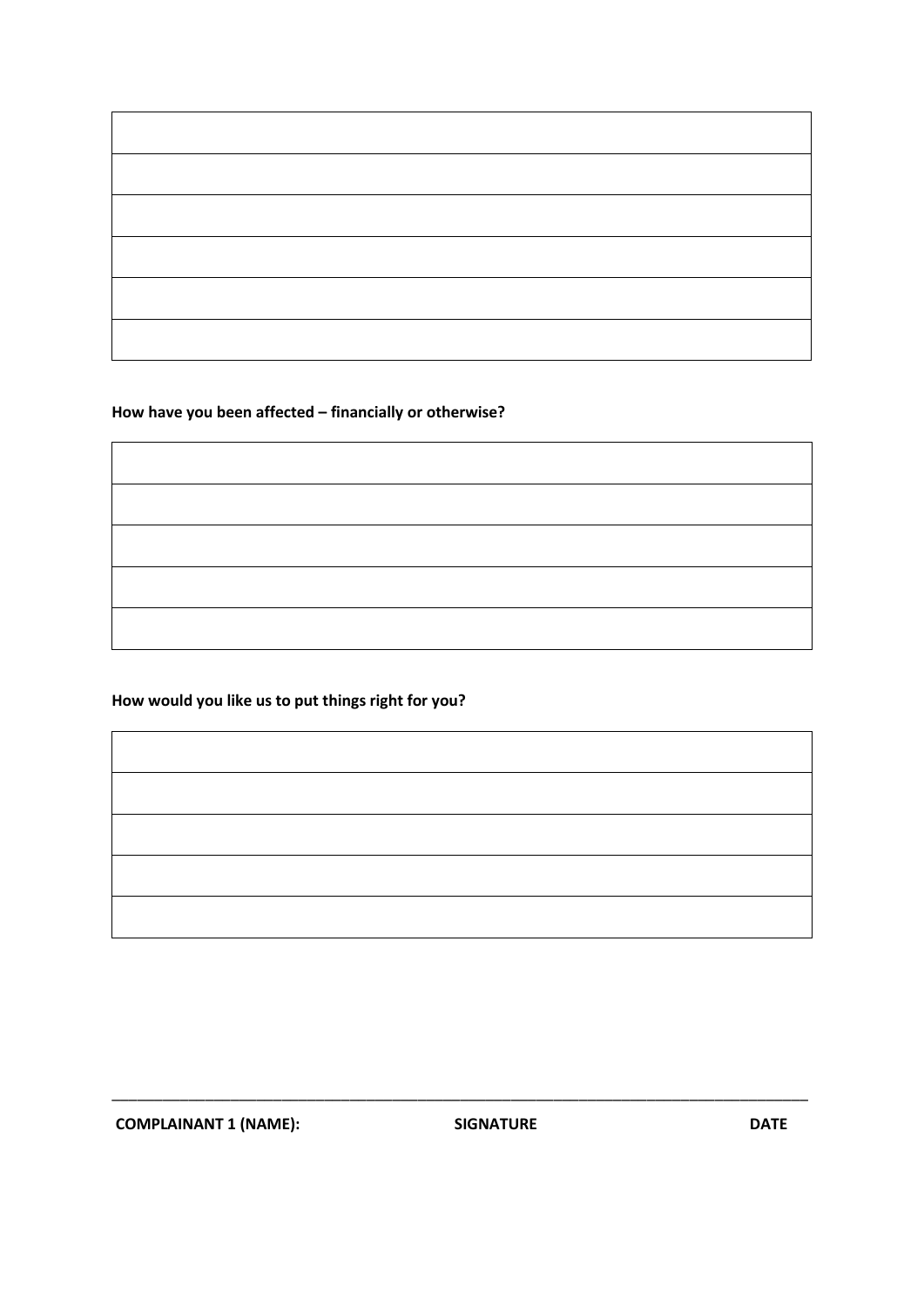| |
|---|
| |
| |
| |
| |
| |

**How have you been affected – financially or otherwise?**

| |
|---|
| |
| |
| |
| |

**How would you like us to put things right for you?**

| |
|---|
| |
| |
| |
| |

______________________________________________________________________________

**COMPLAINANT 1 (NAME):** **SIGNATURE** **DATE**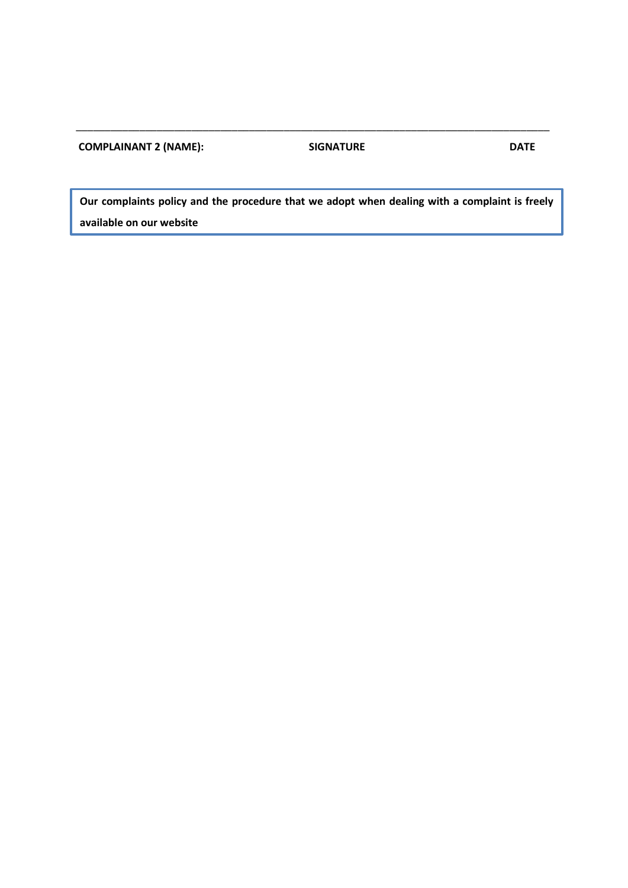______________________________________________________________________________

**COMPLAINANT 2 (NAME):** **SIGNATURE** **DATE**

**Our complaints policy and the procedure that we adopt when dealing with a complaint is freely available on our website**